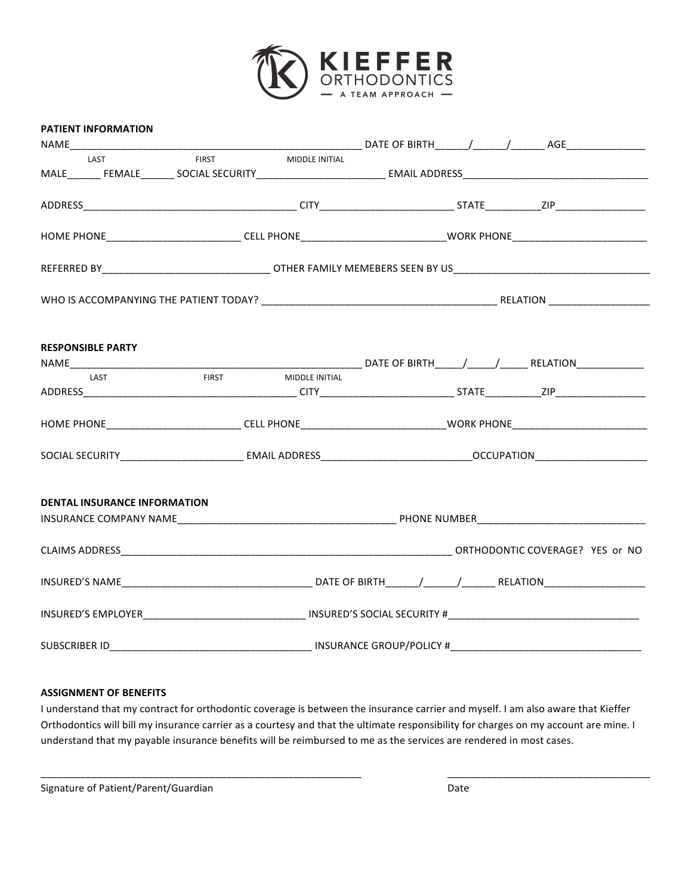# KIEFFER ORTHODONTICS

— A TEAM APPROACH —

**PATIENT INFORMATION**

NAME_____________________________________________________ DATE OF BIRTH______/______/______ AGE______________

LAST FIRST MIDDLE INITIAL

MALE______ FEMALE______ SOCIAL SECURITY_______________________ EMAIL ADDRESS_________________________________

ADDRESS_____________________________________ CITY________________________ STATE__________ZIP________________

HOME PHONE_______________________ CELL PHONE_________________________WORK PHONE________________________

REFERRED BY______________________________ OTHER FAMILY MEMEBERS SEEN BY US___________________________________

WHO IS ACCOMPANYING THE PATIENT TODAY? __________________________________________ RELATION __________________

**RESPONSIBLE PARTY**

NAME_____________________________________________________ DATE OF BIRTH_____/_____/_____ RELATION____________

LAST FIRST MIDDLE INITIAL

ADDRESS_____________________________________ CITY________________________ STATE__________ZIP________________

HOME PHONE_______________________ CELL PHONE_________________________WORK PHONE________________________

SOCIAL SECURITY______________________ EMAIL ADDRESS__________________________OCCUPATION____________________

**DENTAL INSURANCE INFORMATION**

INSURANCE COMPANY NAME_______________________________________ PHONE NUMBER______________________________

CLAIMS ADDRESS_________________________________________________________ ORTHODONTIC COVERAGE? YES or NO

INSURED'S NAME__________________________________ DATE OF BIRTH______/______/______ RELATION__________________

INSURED'S EMPLOYER_____________________________ INSURED'S SOCIAL SECURITY #__________________________________

SUBSCRIBER ID_____________________________________ INSURANCE GROUP/POLICY #__________________________________

**ASSIGNMENT OF BENEFITS**

I understand that my contract for orthodontic coverage is between the insurance carrier and myself. I am also aware that Kieffer Orthodontics will bill my insurance carrier as a courtesy and that the ultimate responsibility for charges on my account are mine. I understand that my payable insurance benefits will be reimbursed to me as the services are rendered in most cases.

__________________________________________________________ ____________________________________

Signature of Patient/Parent/Guardian Date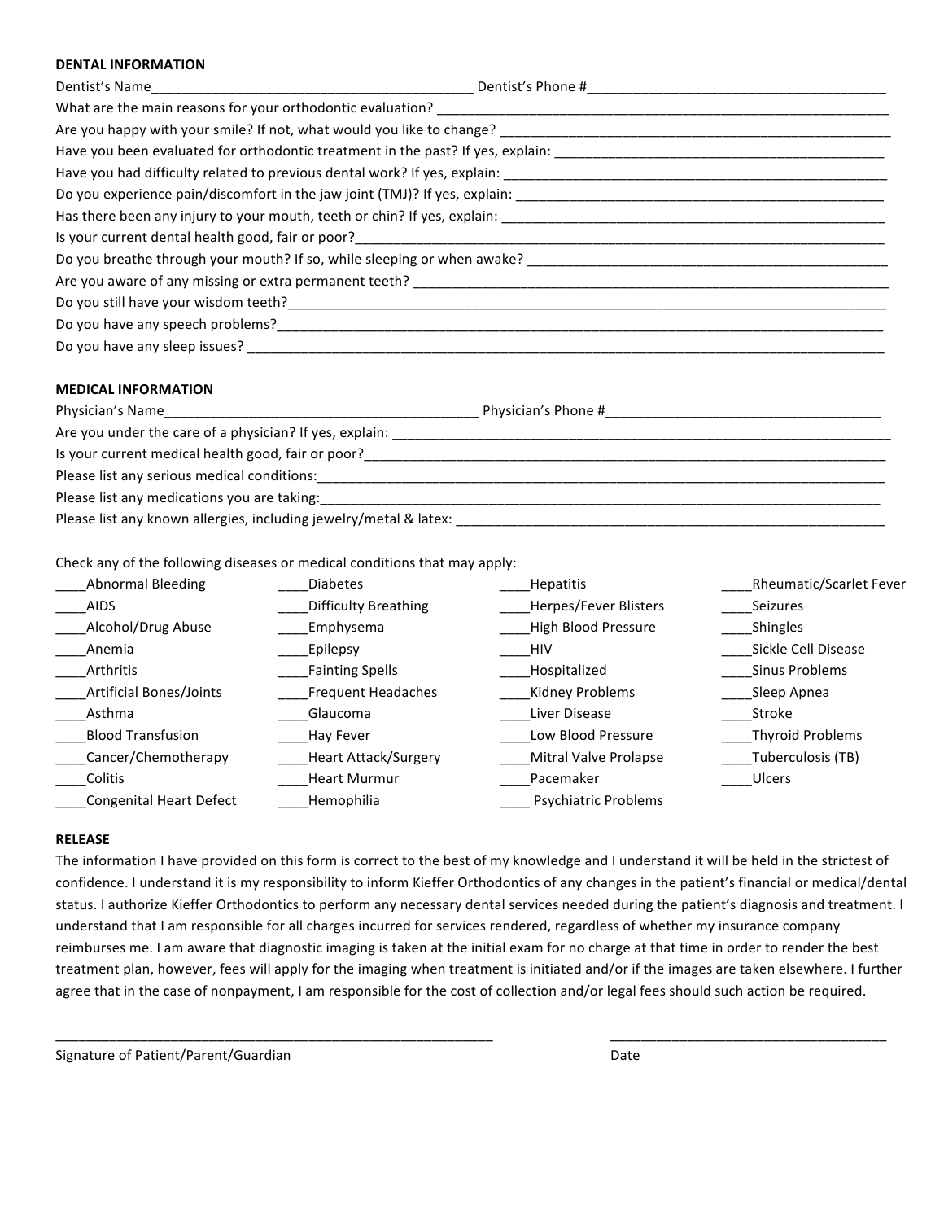**DENTAL INFORMATION**

Dentist's Name__________________________________________ Dentist's Phone #______________________________________

What are the main reasons for your orthodontic evaluation? ________________________________________

Are you happy with your smile? If not, what would you like to change? ________________________________________

Have you been evaluated for orthodontic treatment in the past? If yes, explain: ________________________________________

Have you had difficulty related to previous dental work? If yes, explain: ________________________________________

Do you experience pain/discomfort in the jaw joint (TMJ)? If yes, explain: ________________________________________

Has there been any injury to your mouth, teeth or chin? If yes, explain: ________________________________________

Is your current dental health good, fair or poor?________________________________________

Do you breathe through your mouth? If so, while sleeping or when awake? ________________________________________

Are you aware of any missing or extra permanent teeth? ________________________________________

Do you still have your wisdom teeth?________________________________________

Do you have any speech problems?________________________________________

Do you have any sleep issues? ________________________________________

**MEDICAL INFORMATION**

Physician's Name__________________________________________ Physician's Phone #____________________________________

Are you under the care of a physician? If yes, explain: ________________________________________

Is your current medical health good, fair or poor?________________________________________

Please list any serious medical conditions:________________________________________

Please list any medications you are taking:________________________________________

Please list any known allergies, including jewelry/metal & latex: ________________________________________

Check any of the following diseases or medical conditions that may apply:

| | | | |
|---|---|---|---|
| ____Abnormal Bleeding | ____Diabetes | ____Hepatitis | ____Rheumatic/Scarlet Fever |
| ____AIDS | ____Difficulty Breathing | ____Herpes/Fever Blisters | ____Seizures |
| ____Alcohol/Drug Abuse | ____Emphysema | ____High Blood Pressure | ____Shingles |
| ____Anemia | ____Epilepsy | ____HIV | ____Sickle Cell Disease |
| ____Arthritis | ____Fainting Spells | ____Hospitalized | ____Sinus Problems |
| ____Artificial Bones/Joints | ____Frequent Headaches | ____Kidney Problems | ____Sleep Apnea |
| ____Asthma | ____Glaucoma | ____Liver Disease | ____Stroke |
| ____Blood Transfusion | ____Hay Fever | ____Low Blood Pressure | ____Thyroid Problems |
| ____Cancer/Chemotherapy | ____Heart Attack/Surgery | ____Mitral Valve Prolapse | ____Tuberculosis (TB) |
| ____Colitis | ____Heart Murmur | ____Pacemaker | ____Ulcers |
| ____Congenital Heart Defect | ____Hemophilia | ____ Psychiatric Problems | |

**RELEASE**

The information I have provided on this form is correct to the best of my knowledge and I understand it will be held in the strictest of confidence. I understand it is my responsibility to inform Kieffer Orthodontics of any changes in the patient's financial or medical/dental status. I authorize Kieffer Orthodontics to perform any necessary dental services needed during the patient's diagnosis and treatment. I understand that I am responsible for all charges incurred for services rendered, regardless of whether my insurance company reimburses me. I am aware that diagnostic imaging is taken at the initial exam for no charge at that time in order to render the best treatment plan, however, fees will apply for the imaging when treatment is initiated and/or if the images are taken elsewhere. I further agree that in the case of nonpayment, I am responsible for the cost of collection and/or legal fees should such action be required.

____________________________________________________________ ______________________________________

Signature of Patient/Parent/Guardian Date